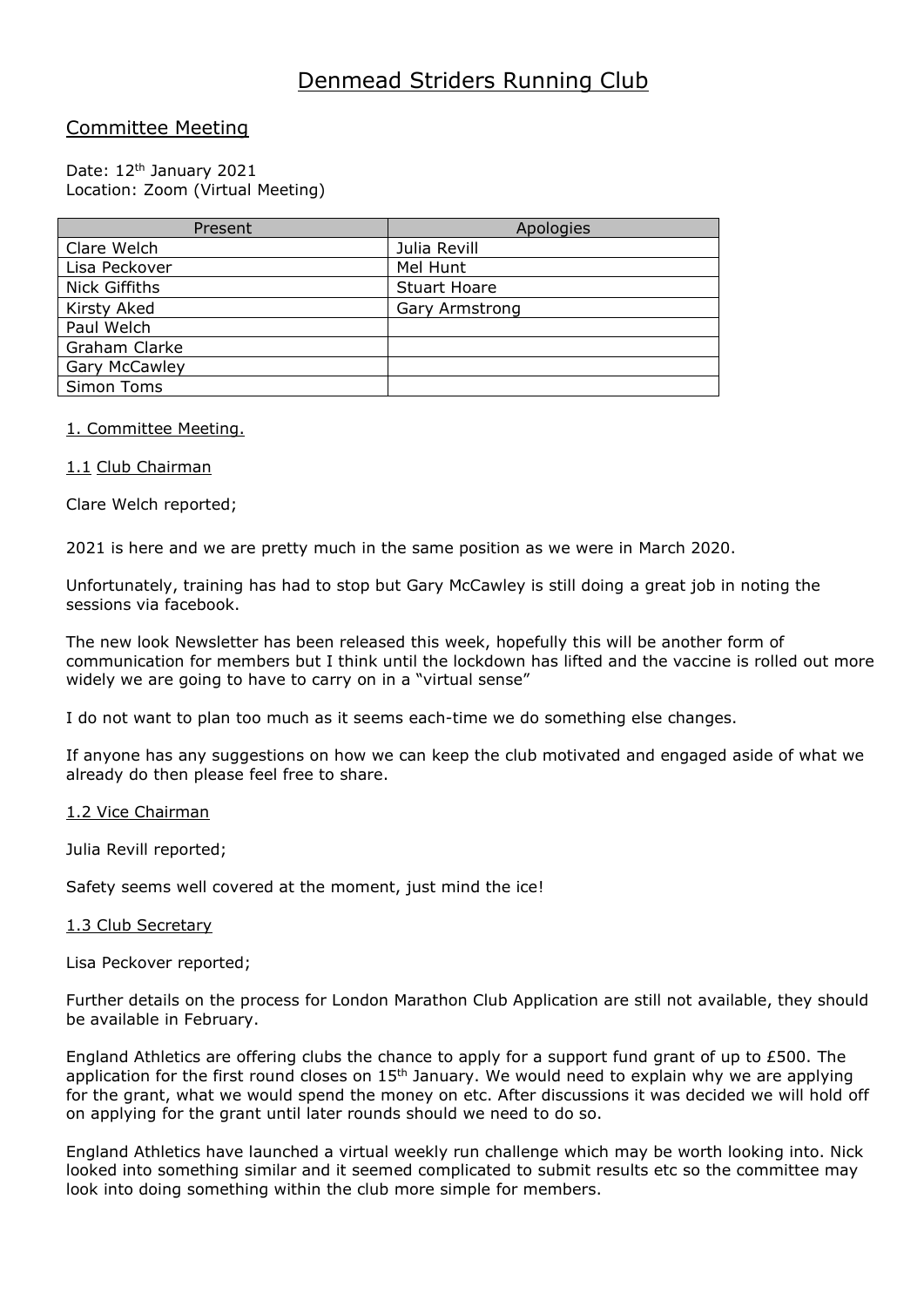# Denmead Striders Running Club

## Committee Meeting

Date: 12th January 2021
Location: Zoom (Virtual Meeting)

| Present | Apologies |
|---|---|
| Clare Welch | Julia Revill |
| Lisa Peckover | Mel Hunt |
| Nick Giffiths | Stuart Hoare |
| Kirsty Aked | Gary Armstrong |
| Paul Welch | |
| Graham Clarke | |
| Gary McCawley | |
| Simon Toms | |

1. Committee Meeting.

1.1 Club Chairman

Clare Welch reported;

2021 is here and we are pretty much in the same position as we were in March 2020.

Unfortunately, training has had to stop but Gary McCawley is still doing a great job in noting the sessions via facebook.

The new look Newsletter has been released this week, hopefully this will be another form of communication for members but I think until the lockdown has lifted and the vaccine is rolled out more widely we are going to have to carry on in a "virtual sense"

I do not want to plan too much as it seems each-time we do something else changes.

If anyone has any suggestions on how we can keep the club motivated and engaged aside of what we already do then please feel free to share.

1.2 Vice Chairman

Julia Revill reported;

Safety seems well covered at the moment, just mind the ice!

1.3 Club Secretary

Lisa Peckover reported;

Further details on the process for London Marathon Club Application are still not available, they should be available in February.

England Athletics are offering clubs the chance to apply for a support fund grant of up to £500. The application for the first round closes on 15th January. We would need to explain why we are applying for the grant, what we would spend the money on etc. After discussions it was decided we will hold off on applying for the grant until later rounds should we need to do so.

England Athletics have launched a virtual weekly run challenge which may be worth looking into. Nick looked into something similar and it seemed complicated to submit results etc so the committee may look into doing something within the club more simple for members.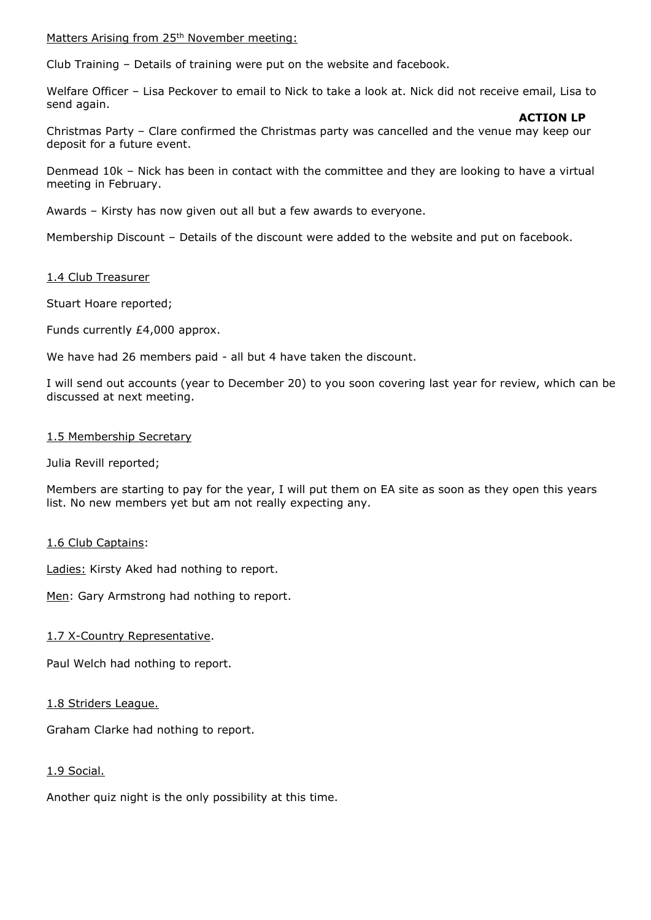Matters Arising from 25th November meeting:

Club Training – Details of training were put on the website and facebook.

Welfare Officer – Lisa Peckover to email to Nick to take a look at. Nick did not receive email, Lisa to send again.

**ACTION LP**

Christmas Party – Clare confirmed the Christmas party was cancelled and the venue may keep our deposit for a future event.

Denmead 10k – Nick has been in contact with the committee and they are looking to have a virtual meeting in February.

Awards – Kirsty has now given out all but a few awards to everyone.

Membership Discount – Details of the discount were added to the website and put on facebook.

1.4 Club Treasurer

Stuart Hoare reported;

Funds currently £4,000 approx.

We have had 26 members paid - all but 4 have taken the discount.

I will send out accounts (year to December 20) to you soon covering last year for review, which can be discussed at next meeting.

1.5 Membership Secretary

Julia Revill reported;

Members are starting to pay for the year, I will put them on EA site as soon as they open this years list. No new members yet but am not really expecting any.

1.6 Club Captains:

Ladies: Kirsty Aked had nothing to report.

Men: Gary Armstrong had nothing to report.

1.7 X-Country Representative.

Paul Welch had nothing to report.

1.8 Striders League.

Graham Clarke had nothing to report.

1.9 Social.

Another quiz night is the only possibility at this time.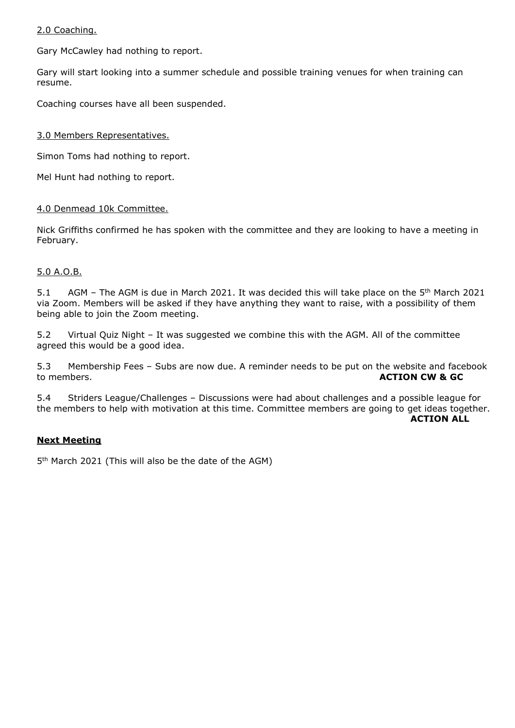2.0 Coaching.

Gary McCawley had nothing to report.

Gary will start looking into a summer schedule and possible training venues for when training can resume.

Coaching courses have all been suspended.

3.0 Members Representatives.

Simon Toms had nothing to report.

Mel Hunt had nothing to report.

4.0 Denmead 10k Committee.

Nick Griffiths confirmed he has spoken with the committee and they are looking to have a meeting in February.

5.0 A.O.B.

5.1 AGM – The AGM is due in March 2021. It was decided this will take place on the 5th March 2021 via Zoom. Members will be asked if they have anything they want to raise, with a possibility of them being able to join the Zoom meeting.

5.2 Virtual Quiz Night – It was suggested we combine this with the AGM. All of the committee agreed this would be a good idea.

5.3 Membership Fees – Subs are now due. A reminder needs to be put on the website and facebook to members. **ACTION CW & GC**

5.4 Striders League/Challenges – Discussions were had about challenges and a possible league for the members to help with motivation at this time. Committee members are going to get ideas together. **ACTION ALL**

**Next Meeting**

5th March 2021 (This will also be the date of the AGM)